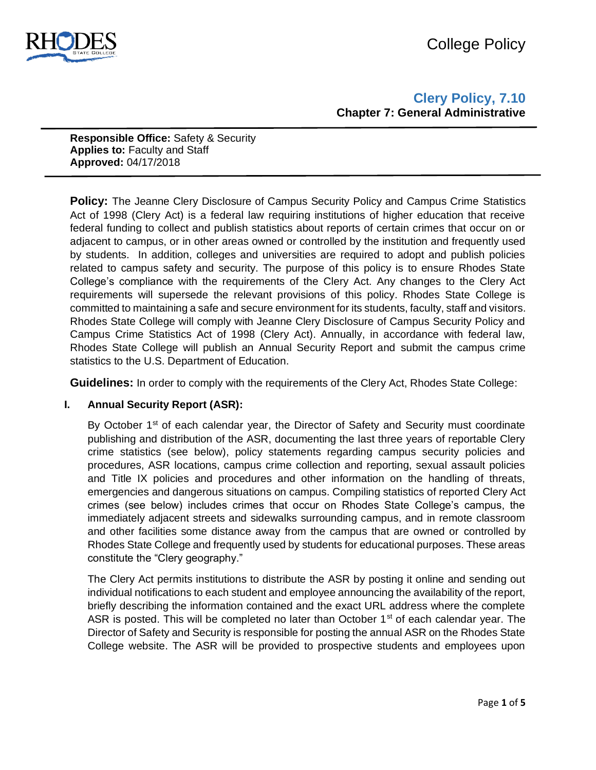College Policy

# Clery Policy, 7.10

## Chapter 7: General Administrative

**Responsible Office:** Safety & Security
**Applies to:** Faculty and Staff
**Approved:** 04/17/2018

**Policy:** The Jeanne Clery Disclosure of Campus Security Policy and Campus Crime Statistics Act of 1998 (Clery Act) is a federal law requiring institutions of higher education that receive federal funding to collect and publish statistics about reports of certain crimes that occur on or adjacent to campus, or in other areas owned or controlled by the institution and frequently used by students. In addition, colleges and universities are required to adopt and publish policies related to campus safety and security. The purpose of this policy is to ensure Rhodes State College's compliance with the requirements of the Clery Act. Any changes to the Clery Act requirements will supersede the relevant provisions of this policy. Rhodes State College is committed to maintaining a safe and secure environment for its students, faculty, staff and visitors. Rhodes State College will comply with Jeanne Clery Disclosure of Campus Security Policy and Campus Crime Statistics Act of 1998 (Clery Act). Annually, in accordance with federal law, Rhodes State College will publish an Annual Security Report and submit the campus crime statistics to the U.S. Department of Education.

**Guidelines:** In order to comply with the requirements of the Clery Act, Rhodes State College:

### I. Annual Security Report (ASR):

By October 1st of each calendar year, the Director of Safety and Security must coordinate publishing and distribution of the ASR, documenting the last three years of reportable Clery crime statistics (see below), policy statements regarding campus security policies and procedures, ASR locations, campus crime collection and reporting, sexual assault policies and Title IX policies and procedures and other information on the handling of threats, emergencies and dangerous situations on campus. Compiling statistics of reported Clery Act crimes (see below) includes crimes that occur on Rhodes State College's campus, the immediately adjacent streets and sidewalks surrounding campus, and in remote classroom and other facilities some distance away from the campus that are owned or controlled by Rhodes State College and frequently used by students for educational purposes. These areas constitute the "Clery geography."

The Clery Act permits institutions to distribute the ASR by posting it online and sending out individual notifications to each student and employee announcing the availability of the report, briefly describing the information contained and the exact URL address where the complete ASR is posted. This will be completed no later than October 1st of each calendar year. The Director of Safety and Security is responsible for posting the annual ASR on the Rhodes State College website. The ASR will be provided to prospective students and employees upon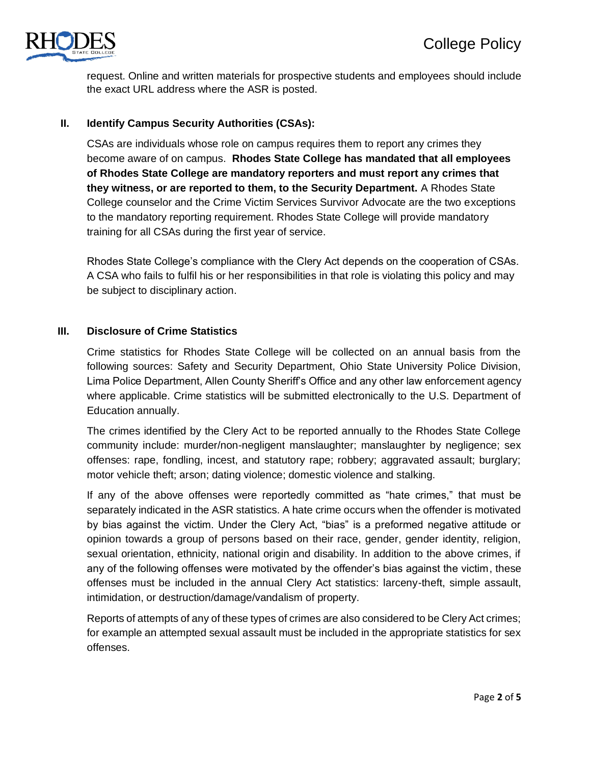request. Online and written materials for prospective students and employees should include the exact URL address where the ASR is posted.

## II. Identify Campus Security Authorities (CSAs):

CSAs are individuals whose role on campus requires them to report any crimes they become aware of on campus. **Rhodes State College has mandated that all employees of Rhodes State College are mandatory reporters and must report any crimes that they witness, or are reported to them, to the Security Department.** A Rhodes State College counselor and the Crime Victim Services Survivor Advocate are the two exceptions to the mandatory reporting requirement. Rhodes State College will provide mandatory training for all CSAs during the first year of service.

Rhodes State College's compliance with the Clery Act depends on the cooperation of CSAs. A CSA who fails to fulfil his or her responsibilities in that role is violating this policy and may be subject to disciplinary action.

## III. Disclosure of Crime Statistics

Crime statistics for Rhodes State College will be collected on an annual basis from the following sources: Safety and Security Department, Ohio State University Police Division, Lima Police Department, Allen County Sheriff's Office and any other law enforcement agency where applicable. Crime statistics will be submitted electronically to the U.S. Department of Education annually.

The crimes identified by the Clery Act to be reported annually to the Rhodes State College community include: murder/non-negligent manslaughter; manslaughter by negligence; sex offenses: rape, fondling, incest, and statutory rape; robbery; aggravated assault; burglary; motor vehicle theft; arson; dating violence; domestic violence and stalking.

If any of the above offenses were reportedly committed as "hate crimes," that must be separately indicated in the ASR statistics. A hate crime occurs when the offender is motivated by bias against the victim. Under the Clery Act, "bias" is a preformed negative attitude or opinion towards a group of persons based on their race, gender, gender identity, religion, sexual orientation, ethnicity, national origin and disability. In addition to the above crimes, if any of the following offenses were motivated by the offender's bias against the victim, these offenses must be included in the annual Clery Act statistics: larceny-theft, simple assault, intimidation, or destruction/damage/vandalism of property.

Reports of attempts of any of these types of crimes are also considered to be Clery Act crimes; for example an attempted sexual assault must be included in the appropriate statistics for sex offenses.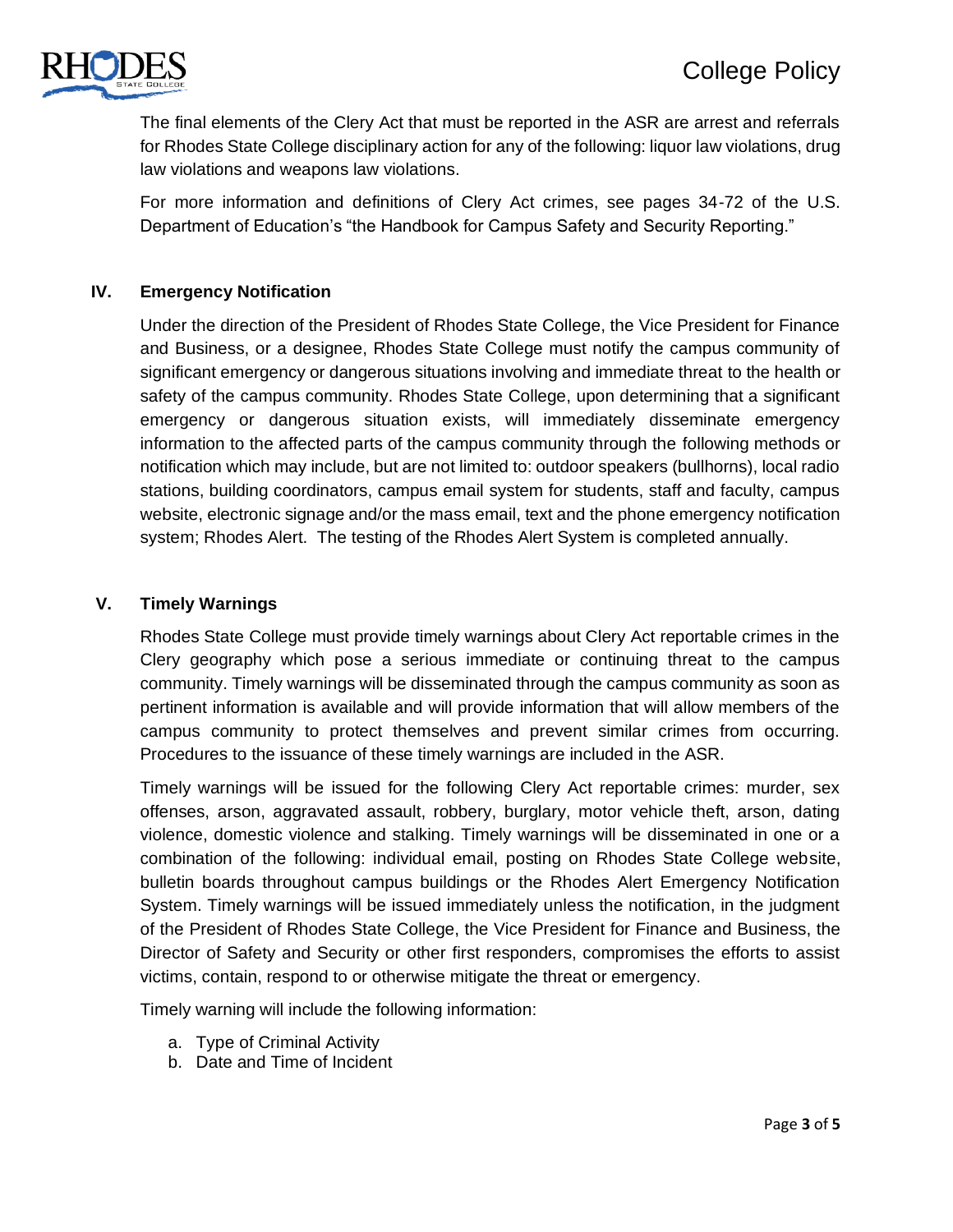The final elements of the Clery Act that must be reported in the ASR are arrest and referrals for Rhodes State College disciplinary action for any of the following: liquor law violations, drug law violations and weapons law violations.

For more information and definitions of Clery Act crimes, see pages 34-72 of the U.S. Department of Education's "the Handbook for Campus Safety and Security Reporting."

## IV. Emergency Notification

Under the direction of the President of Rhodes State College, the Vice President for Finance and Business, or a designee, Rhodes State College must notify the campus community of significant emergency or dangerous situations involving and immediate threat to the health or safety of the campus community. Rhodes State College, upon determining that a significant emergency or dangerous situation exists, will immediately disseminate emergency information to the affected parts of the campus community through the following methods or notification which may include, but are not limited to: outdoor speakers (bullhorns), local radio stations, building coordinators, campus email system for students, staff and faculty, campus website, electronic signage and/or the mass email, text and the phone emergency notification system; Rhodes Alert. The testing of the Rhodes Alert System is completed annually.

## V. Timely Warnings

Rhodes State College must provide timely warnings about Clery Act reportable crimes in the Clery geography which pose a serious immediate or continuing threat to the campus community. Timely warnings will be disseminated through the campus community as soon as pertinent information is available and will provide information that will allow members of the campus community to protect themselves and prevent similar crimes from occurring. Procedures to the issuance of these timely warnings are included in the ASR.

Timely warnings will be issued for the following Clery Act reportable crimes: murder, sex offenses, arson, aggravated assault, robbery, burglary, motor vehicle theft, arson, dating violence, domestic violence and stalking. Timely warnings will be disseminated in one or a combination of the following: individual email, posting on Rhodes State College website, bulletin boards throughout campus buildings or the Rhodes Alert Emergency Notification System. Timely warnings will be issued immediately unless the notification, in the judgment of the President of Rhodes State College, the Vice President for Finance and Business, the Director of Safety and Security or other first responders, compromises the efforts to assist victims, contain, respond to or otherwise mitigate the threat or emergency.

Timely warning will include the following information:

a. Type of Criminal Activity
b. Date and Time of Incident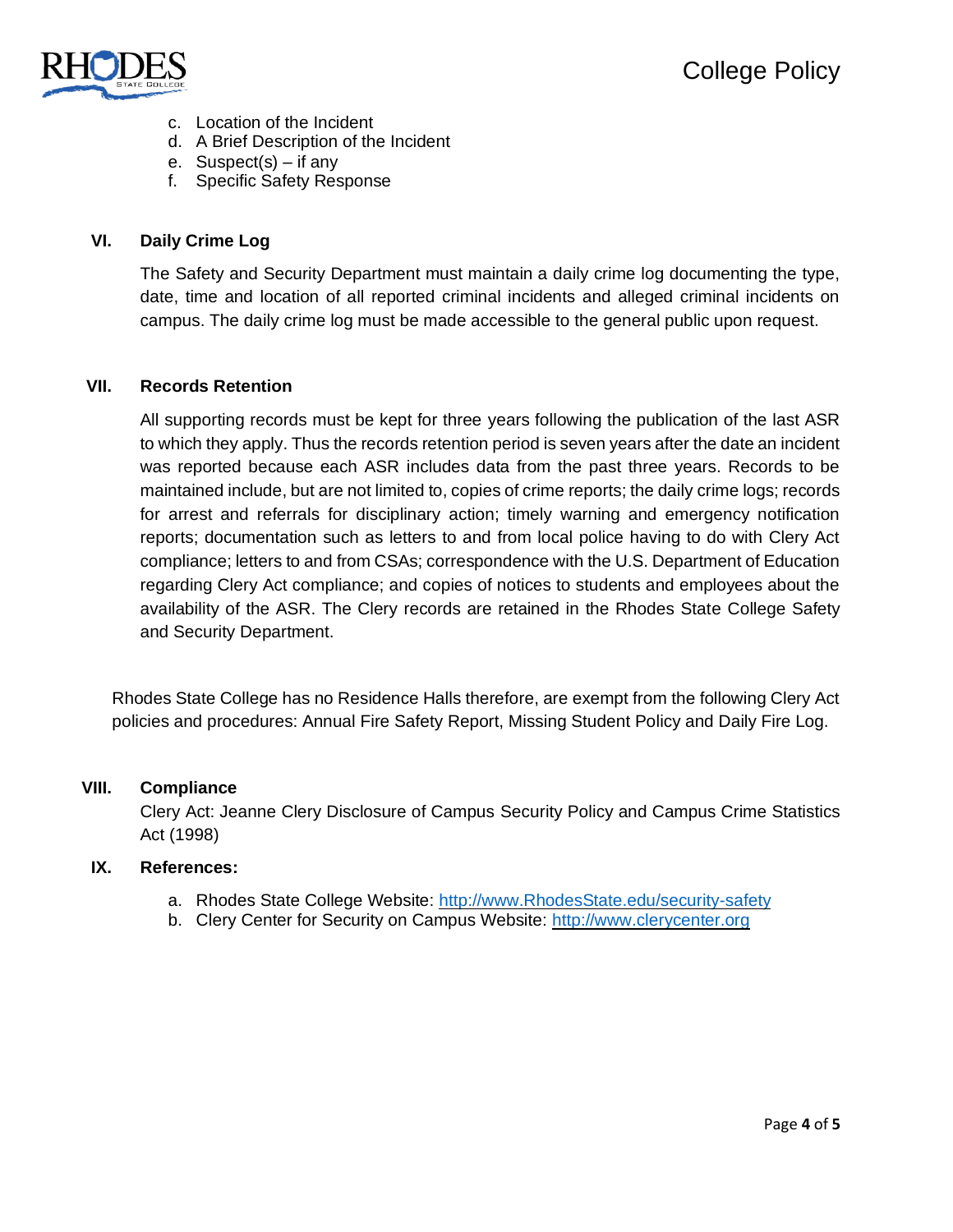c. Location of the Incident
d. A Brief Description of the Incident
e. Suspect(s) – if any
f. Specific Safety Response

## VI. Daily Crime Log

The Safety and Security Department must maintain a daily crime log documenting the type, date, time and location of all reported criminal incidents and alleged criminal incidents on campus. The daily crime log must be made accessible to the general public upon request.

## VII. Records Retention

All supporting records must be kept for three years following the publication of the last ASR to which they apply. Thus the records retention period is seven years after the date an incident was reported because each ASR includes data from the past three years. Records to be maintained include, but are not limited to, copies of crime reports; the daily crime logs; records for arrest and referrals for disciplinary action; timely warning and emergency notification reports; documentation such as letters to and from local police having to do with Clery Act compliance; letters to and from CSAs; correspondence with the U.S. Department of Education regarding Clery Act compliance; and copies of notices to students and employees about the availability of the ASR. The Clery records are retained in the Rhodes State College Safety and Security Department.

Rhodes State College has no Residence Halls therefore, are exempt from the following Clery Act policies and procedures: Annual Fire Safety Report, Missing Student Policy and Daily Fire Log.

## VIII. Compliance

Clery Act: Jeanne Clery Disclosure of Campus Security Policy and Campus Crime Statistics Act (1998)

## IX. References:

a. Rhodes State College Website: [http://www.RhodesState.edu/security-safety](http://www.RhodesState.edu/security-safety)
b. Clery Center for Security on Campus Website: [http://www.clerycenter.org](http://www.clerycenter.org)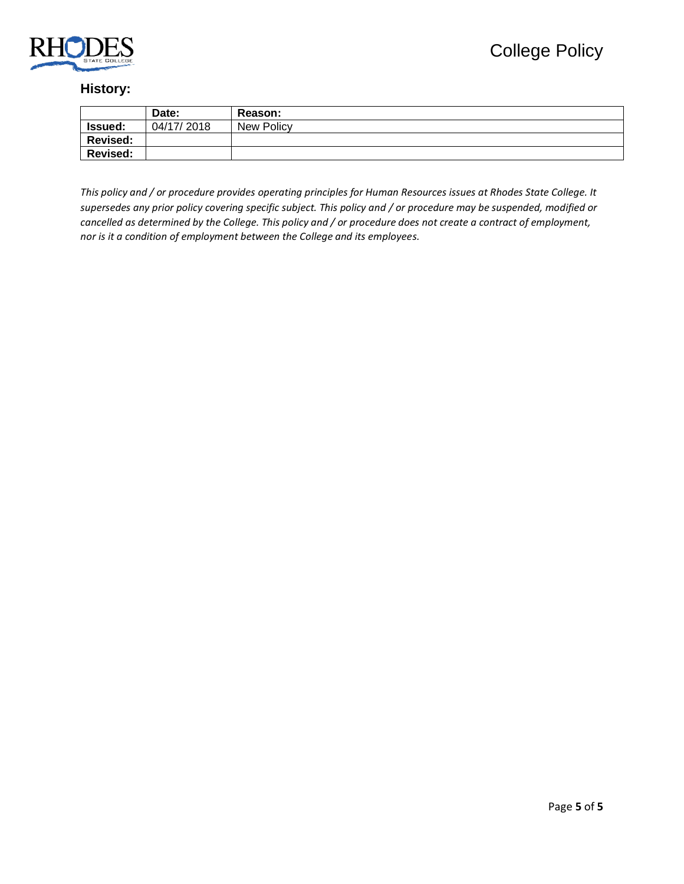## History:

| | Date: | Reason: |
|---|---|---|
| **Issued:** | 04/17/ 2018 | New Policy |
| **Revised:** | | |
| **Revised:** | | |

*This policy and / or procedure provides operating principles for Human Resources issues at Rhodes State College. It supersedes any prior policy covering specific subject. This policy and / or procedure may be suspended, modified or cancelled as determined by the College. This policy and / or procedure does not create a contract of employment, nor is it a condition of employment between the College and its employees.*